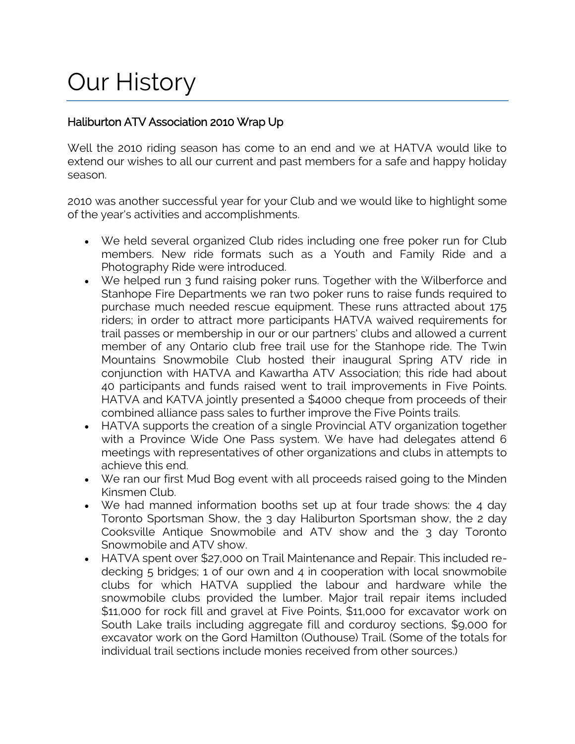# Our History

## Haliburton ATV Association 2010 Wrap Up

Well the 2010 riding season has come to an end and we at HATVA would like to extend our wishes to all our current and past members for a safe and happy holiday season.

2010 was another successful year for your Club and we would like to highlight some of the year's activities and accomplishments.

- We held several organized Club rides including one free poker run for Club members. New ride formats such as a Youth and Family Ride and a Photography Ride were introduced.
- We helped run 3 fund raising poker runs. Together with the Wilberforce and Stanhope Fire Departments we ran two poker runs to raise funds required to purchase much needed rescue equipment. These runs attracted about 175 riders; in order to attract more participants HATVA waived requirements for trail passes or membership in our or our partners' clubs and allowed a current member of any Ontario club free trail use for the Stanhope ride. The Twin Mountains Snowmobile Club hosted their inaugural Spring ATV ride in conjunction with HATVA and Kawartha ATV Association; this ride had about 40 participants and funds raised went to trail improvements in Five Points. HATVA and KATVA jointly presented a $4000 cheque from proceeds of their combined alliance pass sales to further improve the Five Points trails.
- HATVA supports the creation of a single Provincial ATV organization together with a Province Wide One Pass system. We have had delegates attend 6 meetings with representatives of other organizations and clubs in attempts to achieve this end.
- We ran our first Mud Bog event with all proceeds raised going to the Minden Kinsmen Club.
- We had manned information booths set up at four trade shows: the 4 day Toronto Sportsman Show, the 3 day Haliburton Sportsman show, the 2 day Cooksville Antique Snowmobile and ATV show and the 3 day Toronto Snowmobile and ATV show.
- HATVA spent over $27,000 on Trail Maintenance and Repair. This included re-decking 5 bridges; 1 of our own and 4 in cooperation with local snowmobile clubs for which HATVA supplied the labour and hardware while the snowmobile clubs provided the lumber. Major trail repair items included $11,000 for rock fill and gravel at Five Points, $11,000 for excavator work on South Lake trails including aggregate fill and corduroy sections, $9,000 for excavator work on the Gord Hamilton (Outhouse) Trail. (Some of the totals for individual trail sections include monies received from other sources.)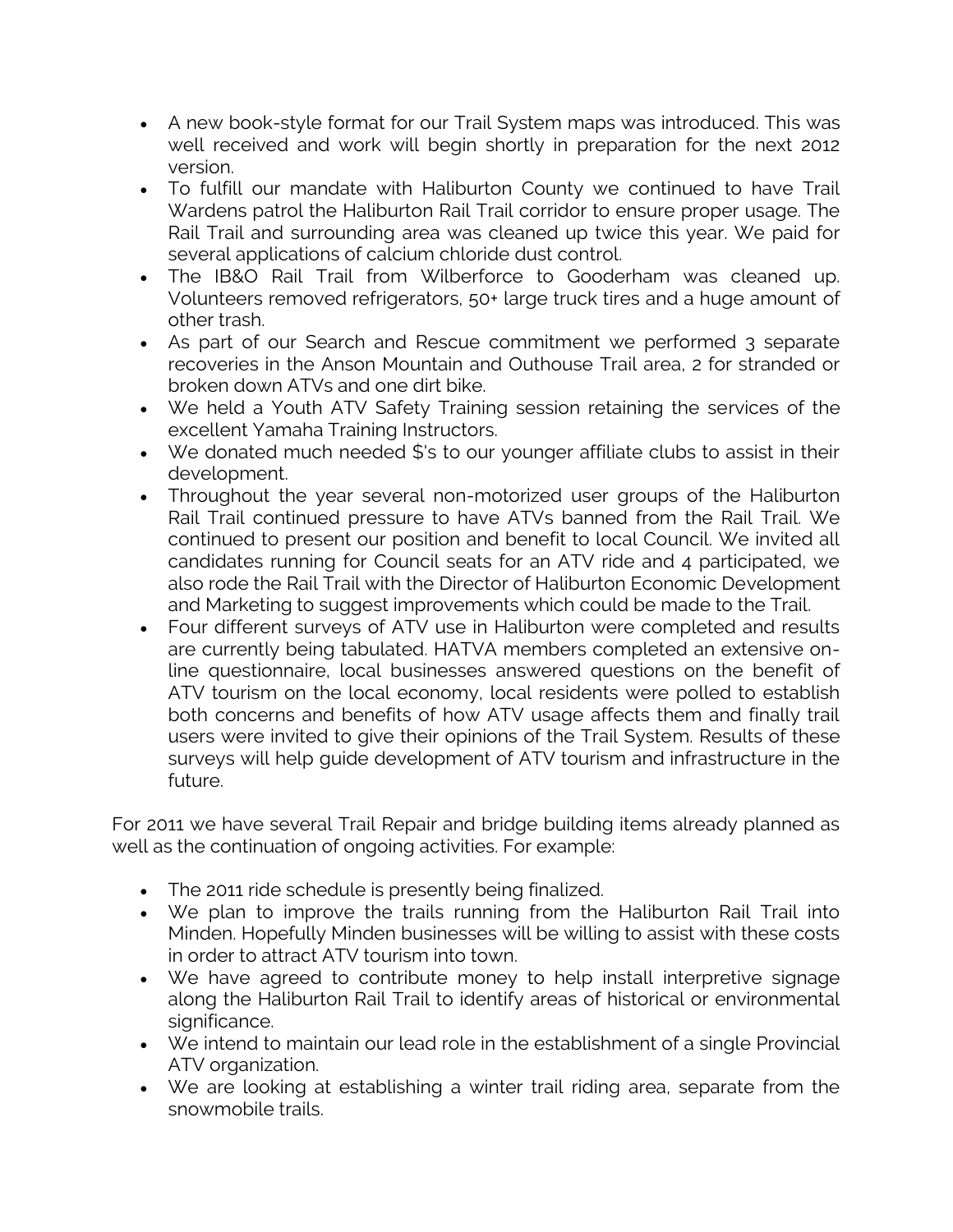- A new book-style format for our Trail System maps was introduced. This was well received and work will begin shortly in preparation for the next 2012 version.
- To fulfill our mandate with Haliburton County we continued to have Trail Wardens patrol the Haliburton Rail Trail corridor to ensure proper usage. The Rail Trail and surrounding area was cleaned up twice this year. We paid for several applications of calcium chloride dust control.
- The IB&O Rail Trail from Wilberforce to Gooderham was cleaned up. Volunteers removed refrigerators, 50+ large truck tires and a huge amount of other trash.
- As part of our Search and Rescue commitment we performed 3 separate recoveries in the Anson Mountain and Outhouse Trail area, 2 for stranded or broken down ATVs and one dirt bike.
- We held a Youth ATV Safety Training session retaining the services of the excellent Yamaha Training Instructors.
- We donated much needed $'s to our younger affiliate clubs to assist in their development.
- Throughout the year several non-motorized user groups of the Haliburton Rail Trail continued pressure to have ATVs banned from the Rail Trail. We continued to present our position and benefit to local Council. We invited all candidates running for Council seats for an ATV ride and 4 participated, we also rode the Rail Trail with the Director of Haliburton Economic Development and Marketing to suggest improvements which could be made to the Trail.
- Four different surveys of ATV use in Haliburton were completed and results are currently being tabulated. HATVA members completed an extensive on-line questionnaire, local businesses answered questions on the benefit of ATV tourism on the local economy, local residents were polled to establish both concerns and benefits of how ATV usage affects them and finally trail users were invited to give their opinions of the Trail System. Results of these surveys will help guide development of ATV tourism and infrastructure in the future.

For 2011 we have several Trail Repair and bridge building items already planned as well as the continuation of ongoing activities. For example:

- The 2011 ride schedule is presently being finalized.
- We plan to improve the trails running from the Haliburton Rail Trail into Minden. Hopefully Minden businesses will be willing to assist with these costs in order to attract ATV tourism into town.
- We have agreed to contribute money to help install interpretive signage along the Haliburton Rail Trail to identify areas of historical or environmental significance.
- We intend to maintain our lead role in the establishment of a single Provincial ATV organization.
- We are looking at establishing a winter trail riding area, separate from the snowmobile trails.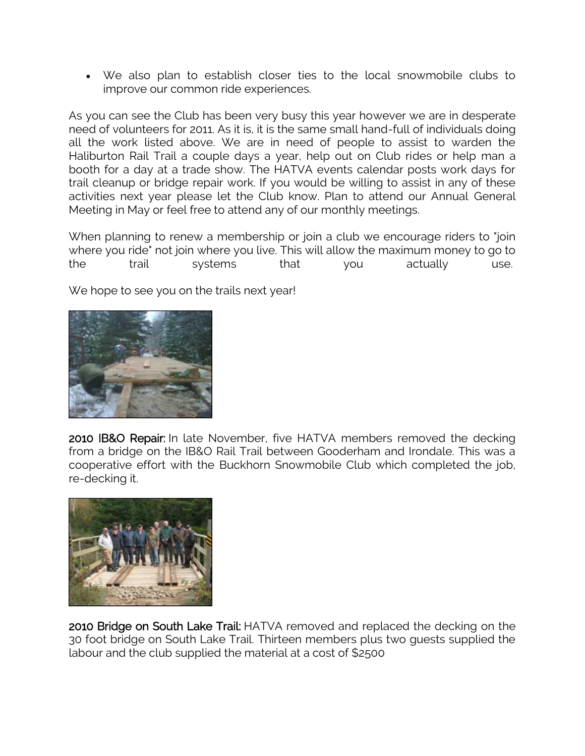- We also plan to establish closer ties to the local snowmobile clubs to improve our common ride experiences.

As you can see the Club has been very busy this year however we are in desperate need of volunteers for 2011. As it is, it is the same small hand-full of individuals doing all the work listed above. We are in need of people to assist to warden the Haliburton Rail Trail a couple days a year, help out on Club rides or help man a booth for a day at a trade show. The HATVA events calendar posts work days for trail cleanup or bridge repair work. If you would be willing to assist in any of these activities next year please let the Club know. Plan to attend our Annual General Meeting in May or feel free to attend any of our monthly meetings.

When planning to renew a membership or join a club we encourage riders to "join where you ride" not join where you live. This will allow the maximum money to go to the trail systems that you actually use.

We hope to see you on the trails next year!

**2010 IB&O Repair:** In late November, five HATVA members removed the decking from a bridge on the IB&O Rail Trail between Gooderham and Irondale. This was a cooperative effort with the Buckhorn Snowmobile Club which completed the job, re-decking it.

**2010 Bridge on South Lake Trail:** HATVA removed and replaced the decking on the 30 foot bridge on South Lake Trail. Thirteen members plus two guests supplied the labour and the club supplied the material at a cost of $2500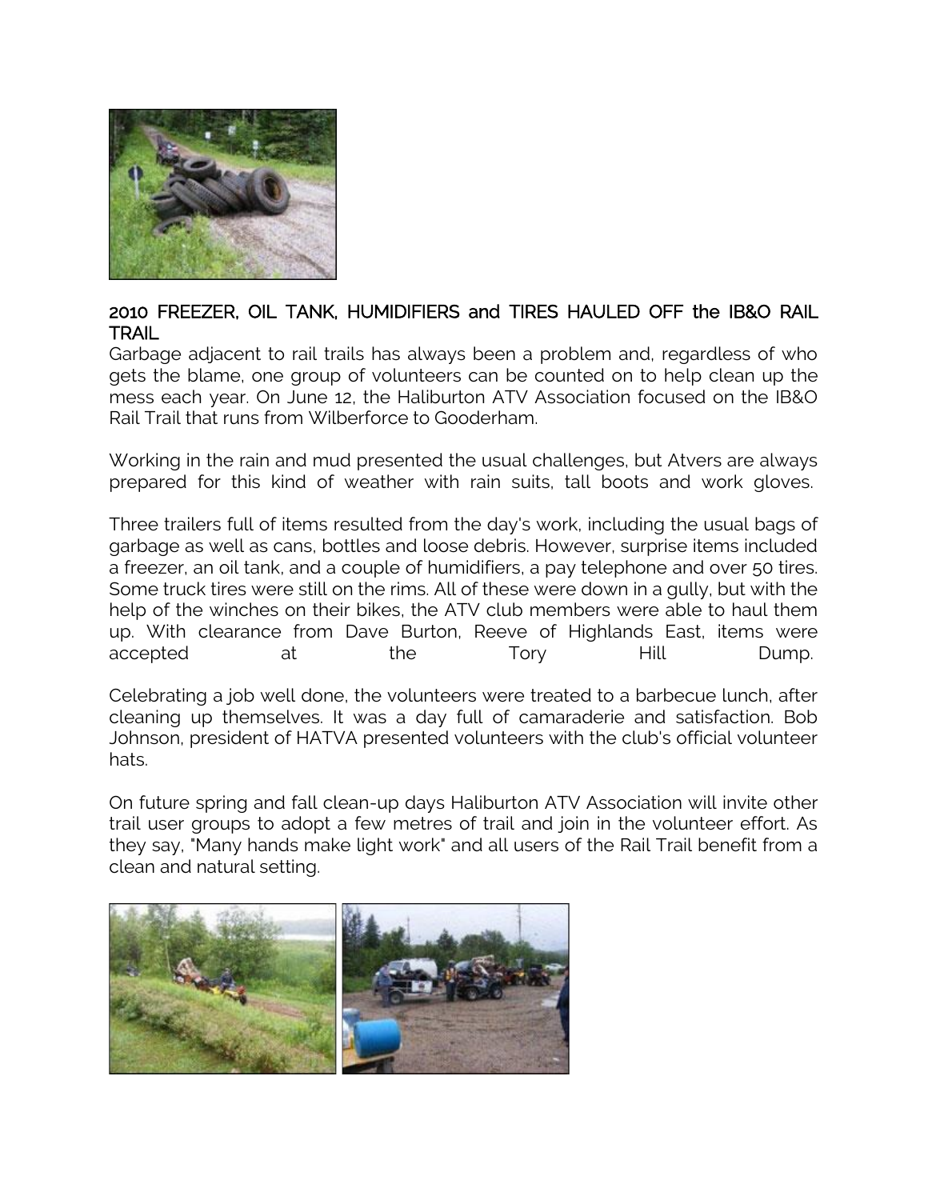## 2010 FREEZER, OIL TANK, HUMIDIFIERS and TIRES HAULED OFF the IB&O RAIL TRAIL

Garbage adjacent to rail trails has always been a problem and, regardless of who gets the blame, one group of volunteers can be counted on to help clean up the mess each year. On June 12, the Haliburton ATV Association focused on the IB&O Rail Trail that runs from Wilberforce to Gooderham.

Working in the rain and mud presented the usual challenges, but Atvers are always prepared for this kind of weather with rain suits, tall boots and work gloves.

Three trailers full of items resulted from the day's work, including the usual bags of garbage as well as cans, bottles and loose debris. However, surprise items included a freezer, an oil tank, and a couple of humidifiers, a pay telephone and over 50 tires. Some truck tires were still on the rims. All of these were down in a gully, but with the help of the winches on their bikes, the ATV club members were able to haul them up. With clearance from Dave Burton, Reeve of Highlands East, items were accepted at the Tory Hill Dump.

Celebrating a job well done, the volunteers were treated to a barbecue lunch, after cleaning up themselves. It was a day full of camaraderie and satisfaction. Bob Johnson, president of HATVA presented volunteers with the club's official volunteer hats.

On future spring and fall clean-up days Haliburton ATV Association will invite other trail user groups to adopt a few metres of trail and join in the volunteer effort. As they say, "Many hands make light work" and all users of the Rail Trail benefit from a clean and natural setting.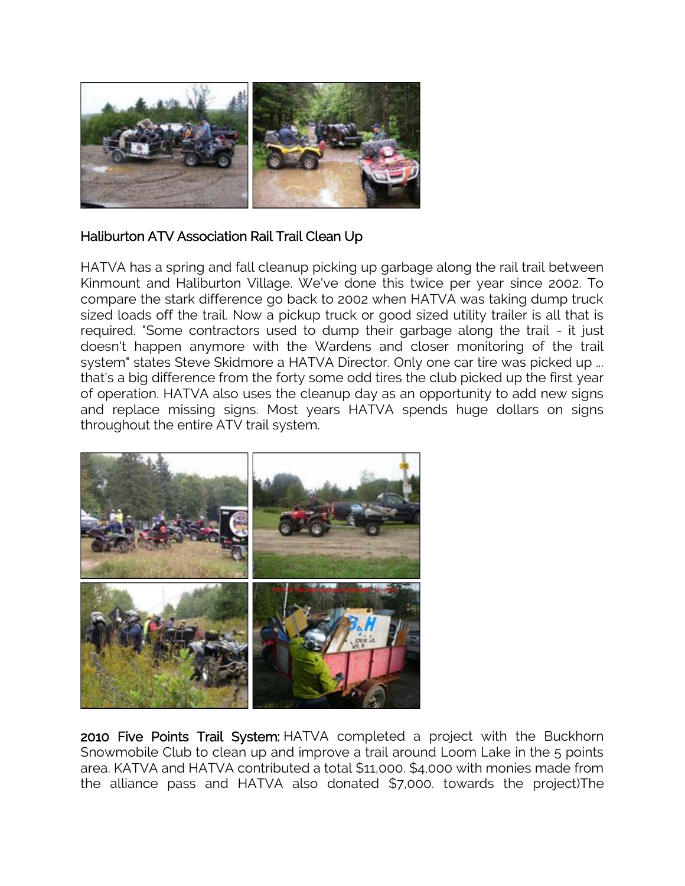## Haliburton ATV Association Rail Trail Clean Up

HATVA has a spring and fall cleanup picking up garbage along the rail trail between Kinmount and Haliburton Village. We've done this twice per year since 2002. To compare the stark difference go back to 2002 when HATVA was taking dump truck sized loads off the trail. Now a pickup truck or good sized utility trailer is all that is required. "Some contractors used to dump their garbage along the trail - it just doesn't happen anymore with the Wardens and closer monitoring of the trail system" states Steve Skidmore a HATVA Director. Only one car tire was picked up ... that's a big difference from the forty some odd tires the club picked up the first year of operation. HATVA also uses the cleanup day as an opportunity to add new signs and replace missing signs. Most years HATVA spends huge dollars on signs throughout the entire ATV trail system.

**2010 Five Points Trail System:** HATVA completed a project with the Buckhorn Snowmobile Club to clean up and improve a trail around Loom Lake in the 5 points area. KATVA and HATVA contributed a total $11,000. $4,000 with monies made from the alliance pass and HATVA also donated $7,000. towards the project)The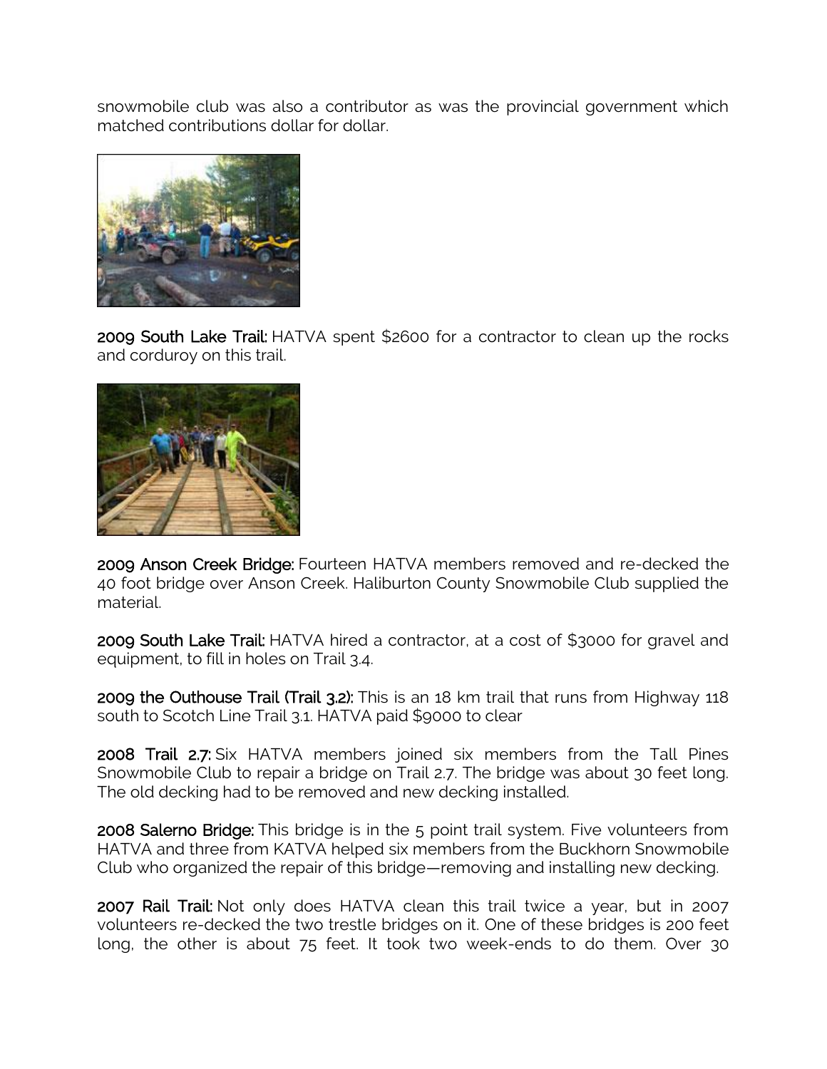snowmobile club was also a contributor as was the provincial government which matched contributions dollar for dollar.

**2009 South Lake Trail:** HATVA spent $2600 for a contractor to clean up the rocks and corduroy on this trail.

**2009 Anson Creek Bridge:** Fourteen HATVA members removed and re-decked the 40 foot bridge over Anson Creek. Haliburton County Snowmobile Club supplied the material.

**2009 South Lake Trail:** HATVA hired a contractor, at a cost of $3000 for gravel and equipment, to fill in holes on Trail 3.4.

**2009 the Outhouse Trail (Trail 3.2):** This is an 18 km trail that runs from Highway 118 south to Scotch Line Trail 3.1. HATVA paid $9000 to clear

**2008 Trail 2.7:** Six HATVA members joined six members from the Tall Pines Snowmobile Club to repair a bridge on Trail 2.7. The bridge was about 30 feet long. The old decking had to be removed and new decking installed.

**2008 Salerno Bridge:** This bridge is in the 5 point trail system. Five volunteers from HATVA and three from KATVA helped six members from the Buckhorn Snowmobile Club who organized the repair of this bridge—removing and installing new decking.

**2007 Rail Trail:** Not only does HATVA clean this trail twice a year, but in 2007 volunteers re-decked the two trestle bridges on it. One of these bridges is 200 feet long, the other is about 75 feet. It took two week-ends to do them. Over 30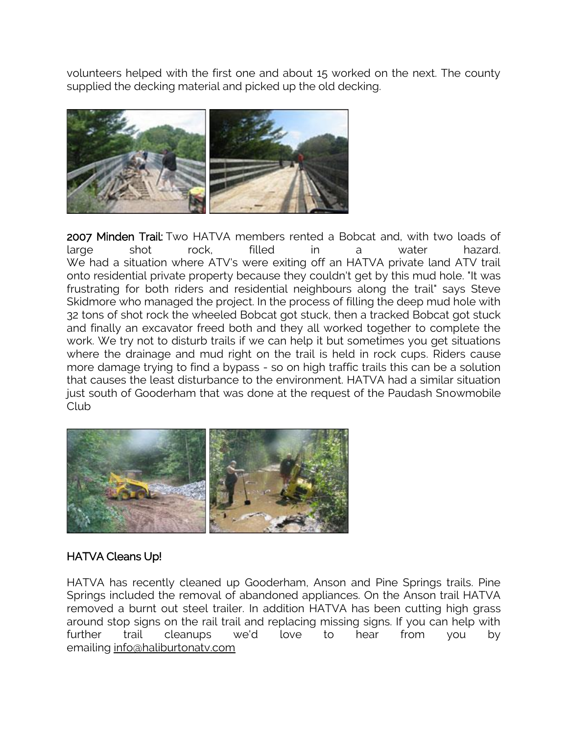volunteers helped with the first one and about 15 worked on the next. The county supplied the decking material and picked up the old decking.

**2007 Minden Trail:** Two HATVA members rented a Bobcat and, with two loads of large shot rock, filled in a water hazard.
We had a situation where ATV's were exiting off an HATVA private land ATV trail onto residential private property because they couldn't get by this mud hole. "It was frustrating for both riders and residential neighbours along the trail" says Steve Skidmore who managed the project. In the process of filling the deep mud hole with 32 tons of shot rock the wheeled Bobcat got stuck, then a tracked Bobcat got stuck and finally an excavator freed both and they all worked together to complete the work. We try not to disturb trails if we can help it but sometimes you get situations where the drainage and mud right on the trail is held in rock cups. Riders cause more damage trying to find a bypass - so on high traffic trails this can be a solution that causes the least disturbance to the environment. HATVA had a similar situation just south of Gooderham that was done at the request of the Paudash Snowmobile Club

## HATVA Cleans Up!

HATVA has recently cleaned up Gooderham, Anson and Pine Springs trails. Pine Springs included the removal of abandoned appliances. On the Anson trail HATVA removed a burnt out steel trailer. In addition HATVA has been cutting high grass around stop signs on the rail trail and replacing missing signs. If you can help with further trail cleanups we'd love to hear from you by emailing info@haliburtonatv.com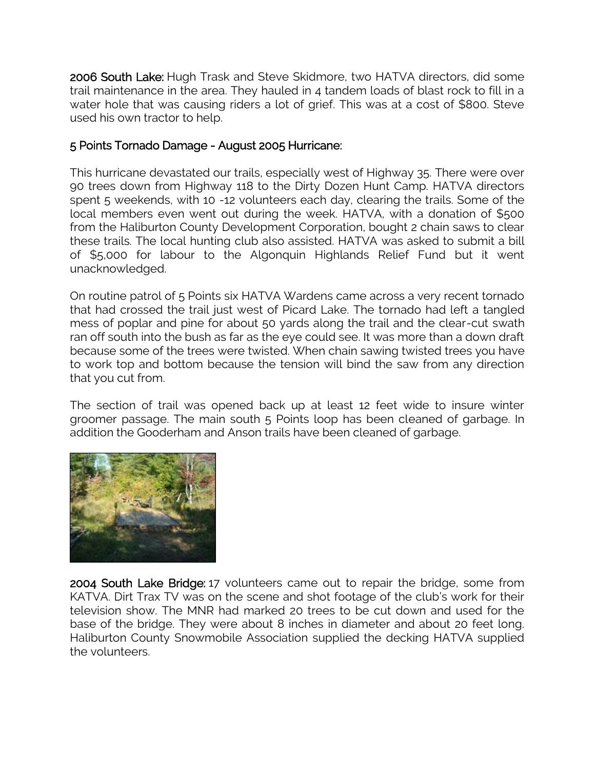**2006 South Lake:** Hugh Trask and Steve Skidmore, two HATVA directors, did some trail maintenance in the area. They hauled in 4 tandem loads of blast rock to fill in a water hole that was causing riders a lot of grief. This was at a cost of $800. Steve used his own tractor to help.

## 5 Points Tornado Damage - August 2005 Hurricane:

This hurricane devastated our trails, especially west of Highway 35. There were over 90 trees down from Highway 118 to the Dirty Dozen Hunt Camp. HATVA directors spent 5 weekends, with 10 -12 volunteers each day, clearing the trails. Some of the local members even went out during the week. HATVA, with a donation of $500 from the Haliburton County Development Corporation, bought 2 chain saws to clear these trails. The local hunting club also assisted. HATVA was asked to submit a bill of $5,000 for labour to the Algonquin Highlands Relief Fund but it went unacknowledged.

On routine patrol of 5 Points six HATVA Wardens came across a very recent tornado that had crossed the trail just west of Picard Lake. The tornado had left a tangled mess of poplar and pine for about 50 yards along the trail and the clear-cut swath ran off south into the bush as far as the eye could see. It was more than a down draft because some of the trees were twisted. When chain sawing twisted trees you have to work top and bottom because the tension will bind the saw from any direction that you cut from.

The section of trail was opened back up at least 12 feet wide to insure winter groomer passage. The main south 5 Points loop has been cleaned of garbage. In addition the Gooderham and Anson trails have been cleaned of garbage.

**2004 South Lake Bridge:** 17 volunteers came out to repair the bridge, some from KATVA. Dirt Trax TV was on the scene and shot footage of the club's work for their television show. The MNR had marked 20 trees to be cut down and used for the base of the bridge. They were about 8 inches in diameter and about 20 feet long. Haliburton County Snowmobile Association supplied the decking HATVA supplied the volunteers.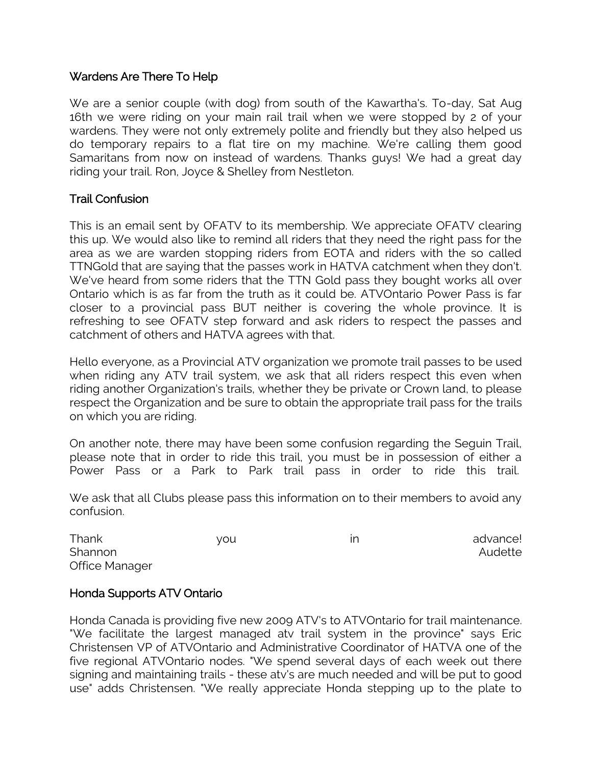### Wardens Are There To Help

We are a senior couple (with dog) from south of the Kawartha's. To-day, Sat Aug 16th we were riding on your main rail trail when we were stopped by 2 of your wardens. They were not only extremely polite and friendly but they also helped us do temporary repairs to a flat tire on my machine. We're calling them good Samaritans from now on instead of wardens. Thanks guys! We had a great day riding your trail. Ron, Joyce & Shelley from Nestleton.

### Trail Confusion

This is an email sent by OFATV to its membership. We appreciate OFATV clearing this up. We would also like to remind all riders that they need the right pass for the area as we are warden stopping riders from EOTA and riders with the so called TTNGold that are saying that the passes work in HATVA catchment when they don't. We've heard from some riders that the TTN Gold pass they bought works all over Ontario which is as far from the truth as it could be. ATVOntario Power Pass is far closer to a provincial pass BUT neither is covering the whole province. It is refreshing to see OFATV step forward and ask riders to respect the passes and catchment of others and HATVA agrees with that.

Hello everyone, as a Provincial ATV organization we promote trail passes to be used when riding any ATV trail system, we ask that all riders respect this even when riding another Organization's trails, whether they be private or Crown land, to please respect the Organization and be sure to obtain the appropriate trail pass for the trails on which you are riding.

On another note, there may have been some confusion regarding the Seguin Trail, please note that in order to ride this trail, you must be in possession of either a Power Pass or a Park to Park trail pass in order to ride this trail.

We ask that all Clubs please pass this information on to their members to avoid any confusion.

Thank you in advance!
Shannon Audette
Office Manager

### Honda Supports ATV Ontario

Honda Canada is providing five new 2009 ATV's to ATVOntario for trail maintenance. "We facilitate the largest managed atv trail system in the province" says Eric Christensen VP of ATVOntario and Administrative Coordinator of HATVA one of the five regional ATVOntario nodes. "We spend several days of each week out there signing and maintaining trails - these atv's are much needed and will be put to good use" adds Christensen. "We really appreciate Honda stepping up to the plate to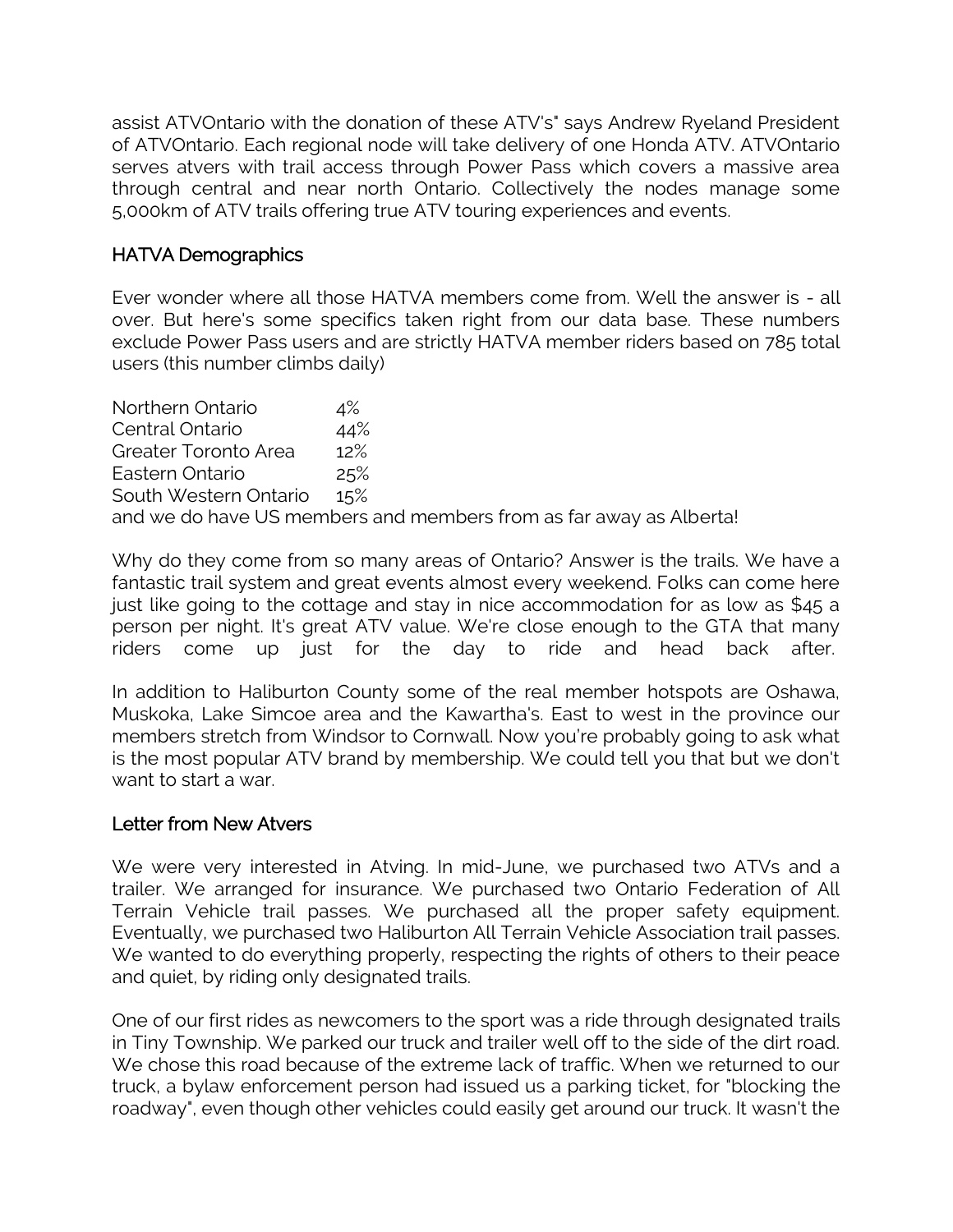assist ATVOntario with the donation of these ATV's" says Andrew Ryeland President of ATVOntario. Each regional node will take delivery of one Honda ATV. ATVOntario serves atvers with trail access through Power Pass which covers a massive area through central and near north Ontario. Collectively the nodes manage some 5,000km of ATV trails offering true ATV touring experiences and events.

## HATVA Demographics

Ever wonder where all those HATVA members come from. Well the answer is - all over. But here's some specifics taken right from our data base. These numbers exclude Power Pass users and are strictly HATVA member riders based on 785 total users (this number climbs daily)

| Region | Percentage |
|---|---|
| Northern Ontario | 4% |
| Central Ontario | 44% |
| Greater Toronto Area | 12% |
| Eastern Ontario | 25% |
| South Western Ontario | 15% |

and we do have US members and members from as far away as Alberta!

Why do they come from so many areas of Ontario? Answer is the trails. We have a fantastic trail system and great events almost every weekend. Folks can come here just like going to the cottage and stay in nice accommodation for as low as $45 a person per night. It's great ATV value. We're close enough to the GTA that many riders come up just for the day to ride and head back after.

In addition to Haliburton County some of the real member hotspots are Oshawa, Muskoka, Lake Simcoe area and the Kawartha's. East to west in the province our members stretch from Windsor to Cornwall. Now you're probably going to ask what is the most popular ATV brand by membership. We could tell you that but we don't want to start a war.

## Letter from New Atvers

We were very interested in Atving. In mid-June, we purchased two ATVs and a trailer. We arranged for insurance. We purchased two Ontario Federation of All Terrain Vehicle trail passes. We purchased all the proper safety equipment. Eventually, we purchased two Haliburton All Terrain Vehicle Association trail passes. We wanted to do everything properly, respecting the rights of others to their peace and quiet, by riding only designated trails.

One of our first rides as newcomers to the sport was a ride through designated trails in Tiny Township. We parked our truck and trailer well off to the side of the dirt road. We chose this road because of the extreme lack of traffic. When we returned to our truck, a bylaw enforcement person had issued us a parking ticket, for "blocking the roadway", even though other vehicles could easily get around our truck. It wasn't the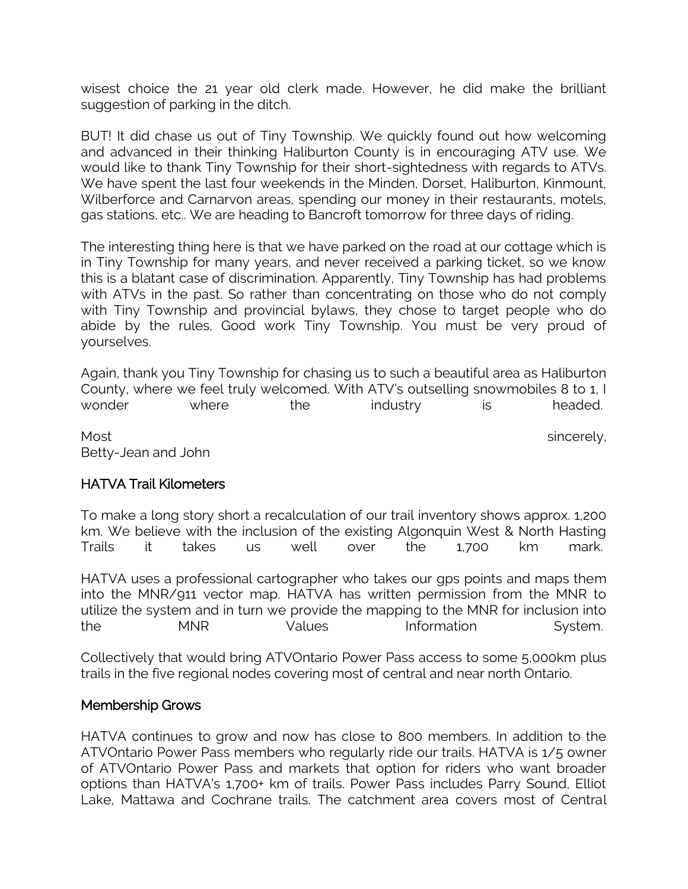wisest choice the 21 year old clerk made. However, he did make the brilliant suggestion of parking in the ditch.

BUT! It did chase us out of Tiny Township. We quickly found out how welcoming and advanced in their thinking Haliburton County is in encouraging ATV use. We would like to thank Tiny Township for their short-sightedness with regards to ATVs. We have spent the last four weekends in the Minden, Dorset, Haliburton, Kinmount, Wilberforce and Carnarvon areas, spending our money in their restaurants, motels, gas stations, etc.. We are heading to Bancroft tomorrow for three days of riding.

The interesting thing here is that we have parked on the road at our cottage which is in Tiny Township for many years, and never received a parking ticket, so we know this is a blatant case of discrimination. Apparently, Tiny Township has had problems with ATVs in the past. So rather than concentrating on those who do not comply with Tiny Township and provincial bylaws, they chose to target people who do abide by the rules. Good work Tiny Township. You must be very proud of yourselves.

Again, thank you Tiny Township for chasing us to such a beautiful area as Haliburton County, where we feel truly welcomed. With ATV's outselling snowmobiles 8 to 1, I wonder where the industry is headed.

Most sincerely,
Betty-Jean and John

## HATVA Trail Kilometers

To make a long story short a recalculation of our trail inventory shows approx. 1,200 km. We believe with the inclusion of the existing Algonquin West & North Hasting Trails it takes us well over the 1,700 km mark.

HATVA uses a professional cartographer who takes our gps points and maps them into the MNR/911 vector map. HATVA has written permission from the MNR to utilize the system and in turn we provide the mapping to the MNR for inclusion into the MNR Values Information System.

Collectively that would bring ATVOntario Power Pass access to some 5,000km plus trails in the five regional nodes covering most of central and near north Ontario.

## Membership Grows

HATVA continues to grow and now has close to 800 members. In addition to the ATVOntario Power Pass members who regularly ride our trails. HATVA is 1/5 owner of ATVOntario Power Pass and markets that option for riders who want broader options than HATVA's 1,700+ km of trails. Power Pass includes Parry Sound, Elliot Lake, Mattawa and Cochrane trails. The catchment area covers most of Central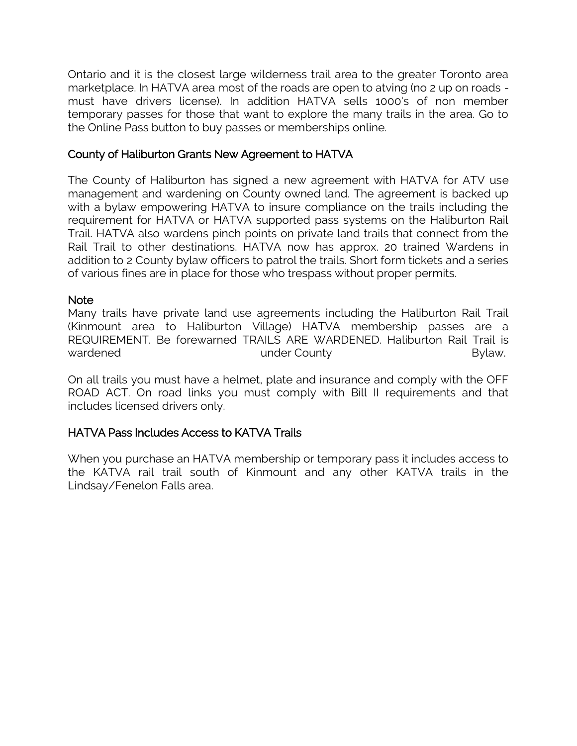Ontario and it is the closest large wilderness trail area to the greater Toronto area marketplace. In HATVA area most of the roads are open to atving (no 2 up on roads - must have drivers license). In addition HATVA sells 1000's of non member temporary passes for those that want to explore the many trails in the area. Go to the Online Pass button to buy passes or memberships online.

## County of Haliburton Grants New Agreement to HATVA

The County of Haliburton has signed a new agreement with HATVA for ATV use management and wardening on County owned land. The agreement is backed up with a bylaw empowering HATVA to insure compliance on the trails including the requirement for HATVA or HATVA supported pass systems on the Haliburton Rail Trail. HATVA also wardens pinch points on private land trails that connect from the Rail Trail to other destinations. HATVA now has approx. 20 trained Wardens in addition to 2 County bylaw officers to patrol the trails. Short form tickets and a series of various fines are in place for those who trespass without proper permits.

## Note

Many trails have private land use agreements including the Haliburton Rail Trail (Kinmount area to Haliburton Village) HATVA membership passes are a REQUIREMENT. Be forewarned TRAILS ARE WARDENED. Haliburton Rail Trail is wardened under County Bylaw.

On all trails you must have a helmet, plate and insurance and comply with the OFF ROAD ACT. On road links you must comply with Bill II requirements and that includes licensed drivers only.

## HATVA Pass Includes Access to KATVA Trails

When you purchase an HATVA membership or temporary pass it includes access to the KATVA rail trail south of Kinmount and any other KATVA trails in the Lindsay/Fenelon Falls area.